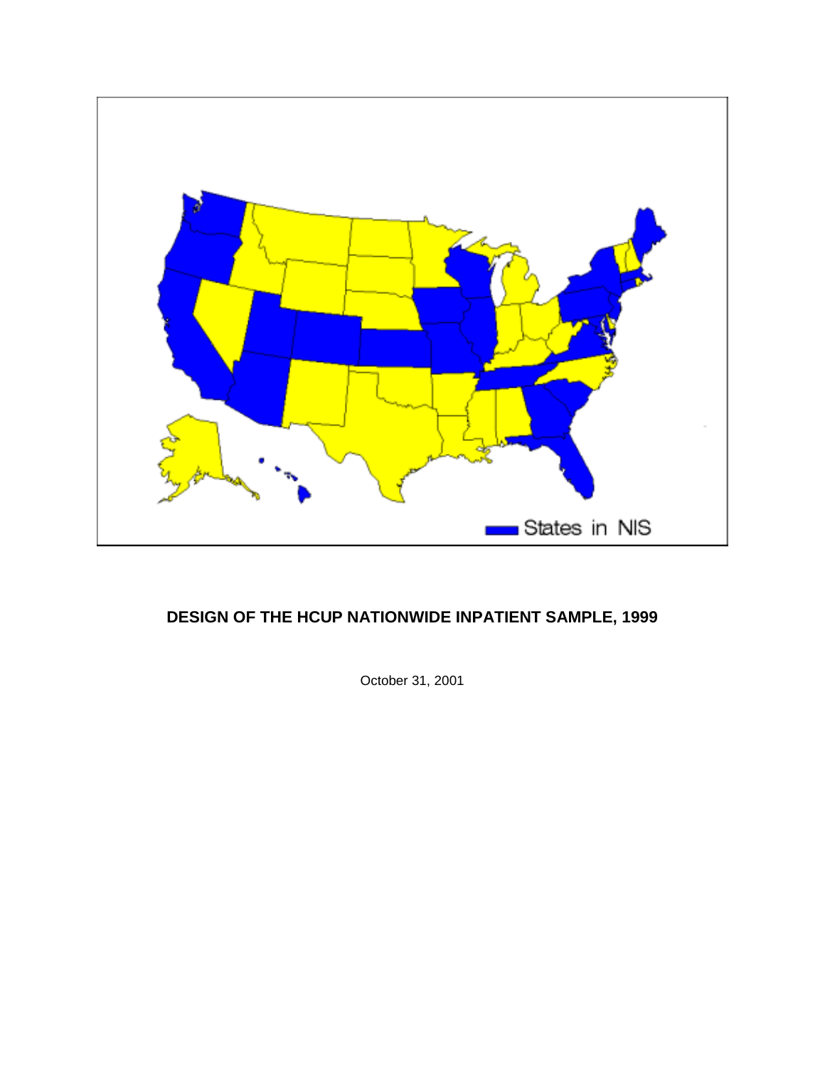# DESIGN OF THE HCUP NATIONWIDE INPATIENT SAMPLE, 1999

October 31, 2001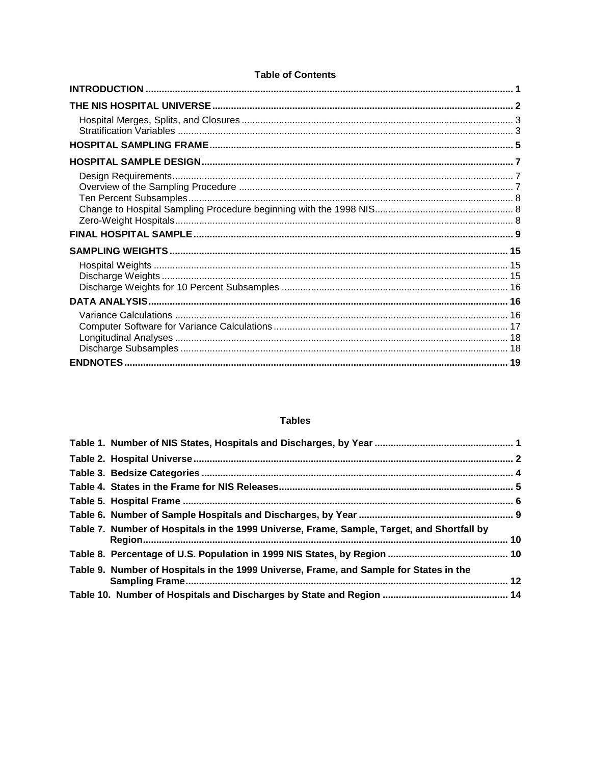## Table of Contents

| | |
|---|---|
| **INTRODUCTION** | **1** |
| **THE NIS HOSPITAL UNIVERSE** | **2** |
| Hospital Merges, Splits, and Closures | 3 |
| Stratification Variables | 3 |
| **HOSPITAL SAMPLING FRAME** | **5** |
| **HOSPITAL SAMPLE DESIGN** | **7** |
| Design Requirements | 7 |
| Overview of the Sampling Procedure | 7 |
| Ten Percent Subsamples | 8 |
| Change to Hospital Sampling Procedure beginning with the 1998 NIS | 8 |
| Zero-Weight Hospitals | 8 |
| **FINAL HOSPITAL SAMPLE** | **9** |
| **SAMPLING WEIGHTS** | **15** |
| Hospital Weights | 15 |
| Discharge Weights | 15 |
| Discharge Weights for 10 Percent Subsamples | 16 |
| **DATA ANALYSIS** | **16** |
| Variance Calculations | 16 |
| Computer Software for Variance Calculations | 17 |
| Longitudinal Analyses | 18 |
| Discharge Subsamples | 18 |
| **ENDNOTES** | **19** |

## Tables

| | |
|---|---|
| **Table 1. Number of NIS States, Hospitals and Discharges, by Year** | **1** |
| **Table 2. Hospital Universe** | **2** |
| **Table 3. Bedsize Categories** | **4** |
| **Table 4. States in the Frame for NIS Releases** | **5** |
| **Table 5. Hospital Frame** | **6** |
| **Table 6. Number of Sample Hospitals and Discharges, by Year** | **9** |
| **Table 7. Number of Hospitals in the 1999 Universe, Frame, Sample, Target, and Shortfall by Region** | **10** |
| **Table 8. Percentage of U.S. Population in 1999 NIS States, by Region** | **10** |
| **Table 9. Number of Hospitals in the 1999 Universe, Frame, and Sample for States in the Sampling Frame** | **12** |
| **Table 10. Number of Hospitals and Discharges by State and Region** | **14** |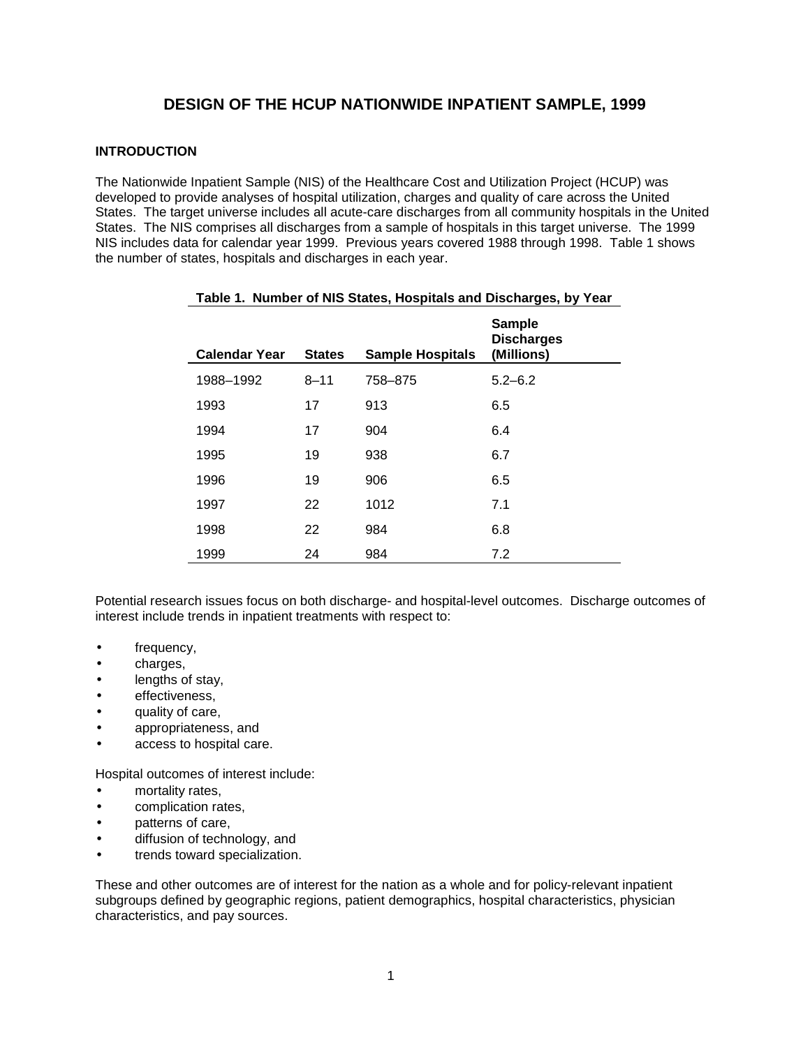# DESIGN OF THE HCUP NATIONWIDE INPATIENT SAMPLE, 1999

## INTRODUCTION

The Nationwide Inpatient Sample (NIS) of the Healthcare Cost and Utilization Project (HCUP) was developed to provide analyses of hospital utilization, charges and quality of care across the United States. The target universe includes all acute-care discharges from all community hospitals in the United States. The NIS comprises all discharges from a sample of hospitals in this target universe. The 1999 NIS includes data for calendar year 1999. Previous years covered 1988 through 1998. Table 1 shows the number of states, hospitals and discharges in each year.

**Table 1. Number of NIS States, Hospitals and Discharges, by Year**

| Calendar Year | States | Sample Hospitals | Sample Discharges (Millions) |
|---|---|---|---|
| 1988–1992 | 8–11 | 758–875 | 5.2–6.2 |
| 1993 | 17 | 913 | 6.5 |
| 1994 | 17 | 904 | 6.4 |
| 1995 | 19 | 938 | 6.7 |
| 1996 | 19 | 906 | 6.5 |
| 1997 | 22 | 1012 | 7.1 |
| 1998 | 22 | 984 | 6.8 |
| 1999 | 24 | 984 | 7.2 |

Potential research issues focus on both discharge- and hospital-level outcomes. Discharge outcomes of interest include trends in inpatient treatments with respect to:

- frequency,
- charges,
- lengths of stay,
- effectiveness,
- quality of care,
- appropriateness, and
- access to hospital care.

Hospital outcomes of interest include:

- mortality rates,
- complication rates,
- patterns of care,
- diffusion of technology, and
- trends toward specialization.

These and other outcomes are of interest for the nation as a whole and for policy-relevant inpatient subgroups defined by geographic regions, patient demographics, hospital characteristics, physician characteristics, and pay sources.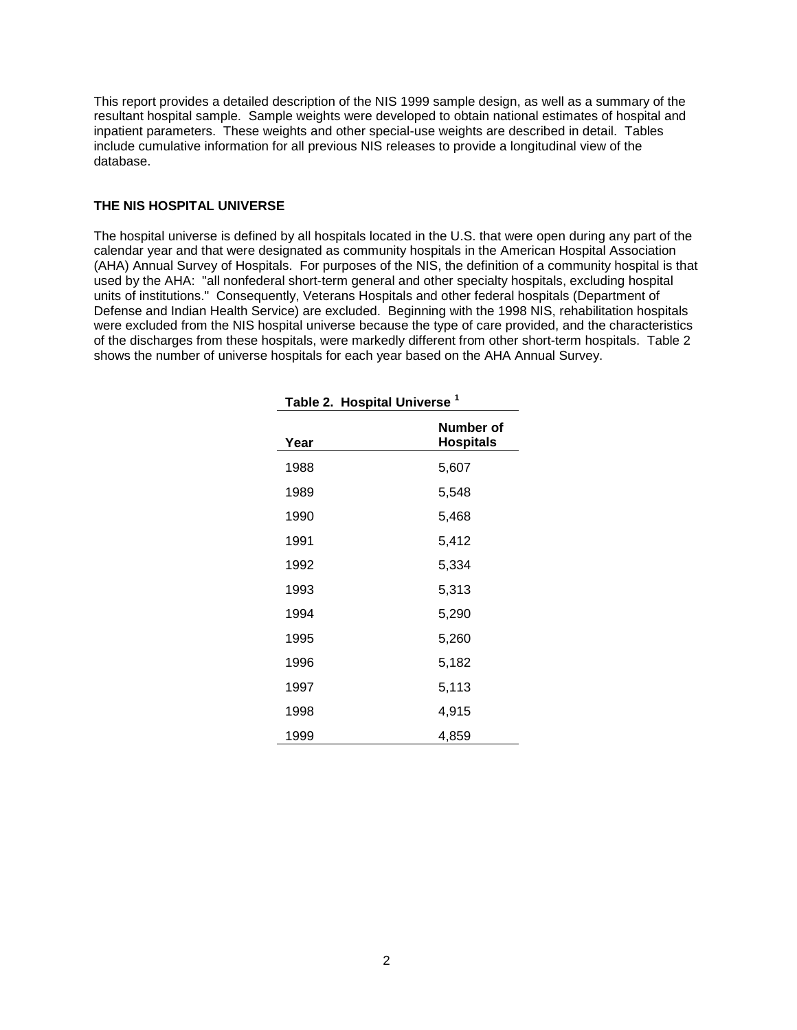This report provides a detailed description of the NIS 1999 sample design, as well as a summary of the resultant hospital sample. Sample weights were developed to obtain national estimates of hospital and inpatient parameters. These weights and other special-use weights are described in detail. Tables include cumulative information for all previous NIS releases to provide a longitudinal view of the database.

### THE NIS HOSPITAL UNIVERSE

The hospital universe is defined by all hospitals located in the U.S. that were open during any part of the calendar year and that were designated as community hospitals in the American Hospital Association (AHA) Annual Survey of Hospitals. For purposes of the NIS, the definition of a community hospital is that used by the AHA: "all nonfederal short-term general and other specialty hospitals, excluding hospital units of institutions." Consequently, Veterans Hospitals and other federal hospitals (Department of Defense and Indian Health Service) are excluded. Beginning with the 1998 NIS, rehabilitation hospitals were excluded from the NIS hospital universe because the type of care provided, and the characteristics of the discharges from these hospitals, were markedly different from other short-term hospitals. Table 2 shows the number of universe hospitals for each year based on the AHA Annual Survey.

**Table 2. Hospital Universe [1]**

| Year | Number of Hospitals |
|---|---|
| 1988 | 5,607 |
| 1989 | 5,548 |
| 1990 | 5,468 |
| 1991 | 5,412 |
| 1992 | 5,334 |
| 1993 | 5,313 |
| 1994 | 5,290 |
| 1995 | 5,260 |
| 1996 | 5,182 |
| 1997 | 5,113 |
| 1998 | 4,915 |
| 1999 | 4,859 |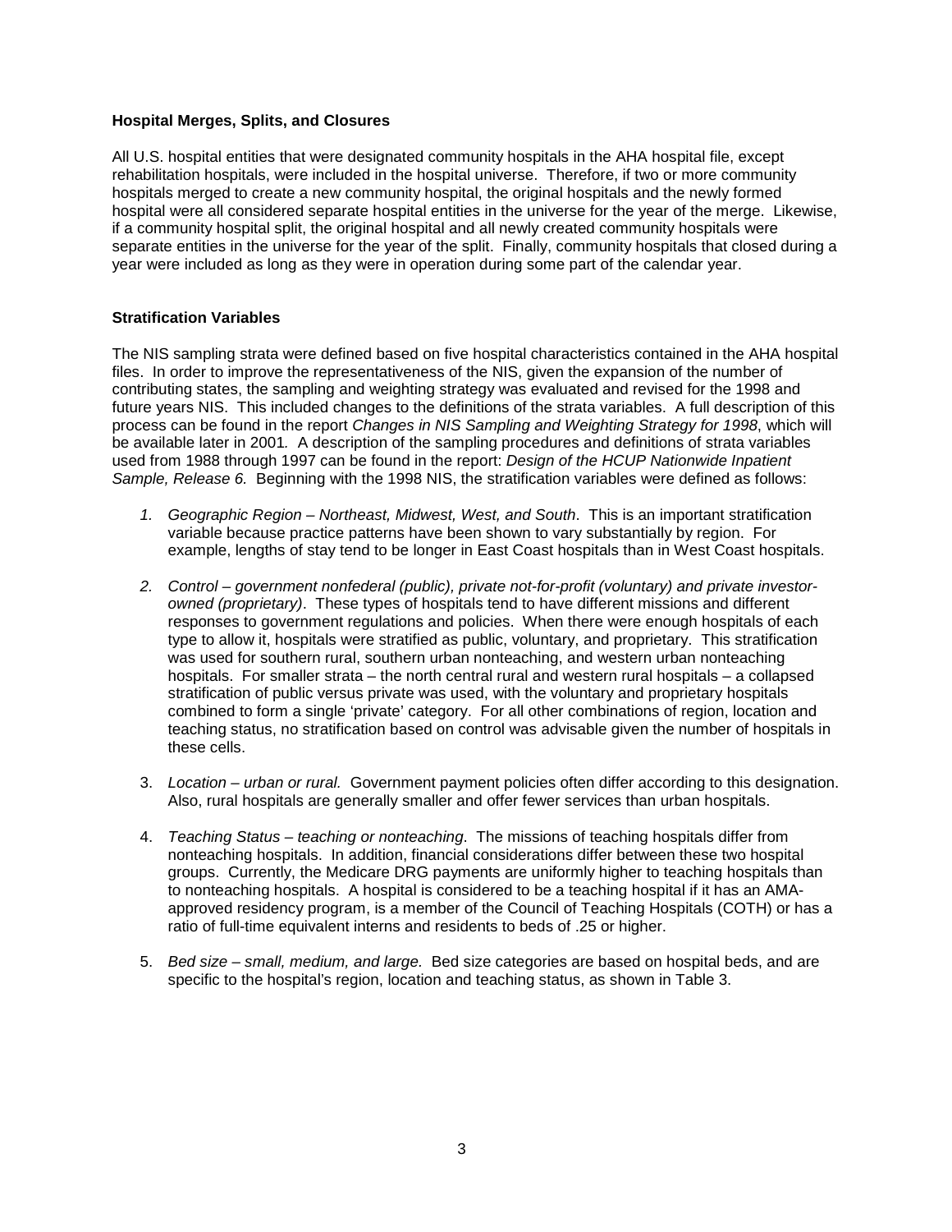### Hospital Merges, Splits, and Closures

All U.S. hospital entities that were designated community hospitals in the AHA hospital file, except rehabilitation hospitals, were included in the hospital universe. Therefore, if two or more community hospitals merged to create a new community hospital, the original hospitals and the newly formed hospital were all considered separate hospital entities in the universe for the year of the merge. Likewise, if a community hospital split, the original hospital and all newly created community hospitals were separate entities in the universe for the year of the split. Finally, community hospitals that closed during a year were included as long as they were in operation during some part of the calendar year.

### Stratification Variables

The NIS sampling strata were defined based on five hospital characteristics contained in the AHA hospital files. In order to improve the representativeness of the NIS, given the expansion of the number of contributing states, the sampling and weighting strategy was evaluated and revised for the 1998 and future years NIS. This included changes to the definitions of the strata variables. A full description of this process can be found in the report *Changes in NIS Sampling and Weighting Strategy for 1998*, which will be available later in 2001*.* A description of the sampling procedures and definitions of strata variables used from 1988 through 1997 can be found in the report: *Design of the HCUP Nationwide Inpatient Sample, Release 6.* Beginning with the 1998 NIS, the stratification variables were defined as follows:

1. *Geographic Region – Northeast, Midwest, West, and South*. This is an important stratification variable because practice patterns have been shown to vary substantially by region. For example, lengths of stay tend to be longer in East Coast hospitals than in West Coast hospitals.

2. *Control – government nonfederal (public), private not-for-profit (voluntary) and private investor-owned (proprietary)*. These types of hospitals tend to have different missions and different responses to government regulations and policies. When there were enough hospitals of each type to allow it, hospitals were stratified as public, voluntary, and proprietary. This stratification was used for southern rural, southern urban nonteaching, and western urban nonteaching hospitals. For smaller strata – the north central rural and western rural hospitals – a collapsed stratification of public versus private was used, with the voluntary and proprietary hospitals combined to form a single 'private' category. For all other combinations of region, location and teaching status, no stratification based on control was advisable given the number of hospitals in these cells.

3. *Location – urban or rural.* Government payment policies often differ according to this designation. Also, rural hospitals are generally smaller and offer fewer services than urban hospitals.

4. *Teaching Status – teaching or nonteaching*. The missions of teaching hospitals differ from nonteaching hospitals. In addition, financial considerations differ between these two hospital groups. Currently, the Medicare DRG payments are uniformly higher to teaching hospitals than to nonteaching hospitals. A hospital is considered to be a teaching hospital if it has an AMA-approved residency program, is a member of the Council of Teaching Hospitals (COTH) or has a ratio of full-time equivalent interns and residents to beds of .25 or higher.

5. *Bed size – small, medium, and large.* Bed size categories are based on hospital beds, and are specific to the hospital's region, location and teaching status, as shown in Table 3.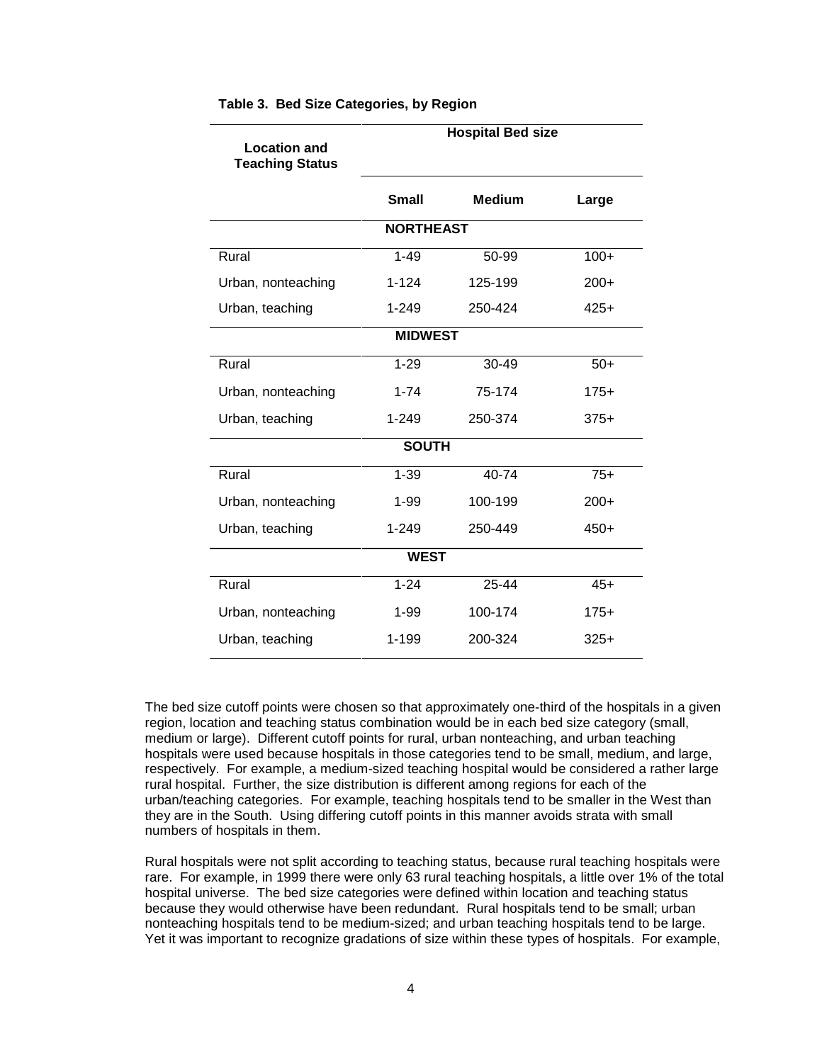**Table 3. Bed Size Categories, by Region**

| Location and Teaching Status | Hospital Bed size | | |
|---|---|---|---|
| | Small | Medium | Large |
| **NORTHEAST** | | | |
| Rural | 1-49 | 50-99 | 100+ |
| Urban, nonteaching | 1-124 | 125-199 | 200+ |
| Urban, teaching | 1-249 | 250-424 | 425+ |
| **MIDWEST** | | | |
| Rural | 1-29 | 30-49 | 50+ |
| Urban, nonteaching | 1-74 | 75-174 | 175+ |
| Urban, teaching | 1-249 | 250-374 | 375+ |
| **SOUTH** | | | |
| Rural | 1-39 | 40-74 | 75+ |
| Urban, nonteaching | 1-99 | 100-199 | 200+ |
| Urban, teaching | 1-249 | 250-449 | 450+ |
| **WEST** | | | |
| Rural | 1-24 | 25-44 | 45+ |
| Urban, nonteaching | 1-99 | 100-174 | 175+ |
| Urban, teaching | 1-199 | 200-324 | 325+ |

The bed size cutoff points were chosen so that approximately one-third of the hospitals in a given region, location and teaching status combination would be in each bed size category (small, medium or large). Different cutoff points for rural, urban nonteaching, and urban teaching hospitals were used because hospitals in those categories tend to be small, medium, and large, respectively. For example, a medium-sized teaching hospital would be considered a rather large rural hospital. Further, the size distribution is different among regions for each of the urban/teaching categories. For example, teaching hospitals tend to be smaller in the West than they are in the South. Using differing cutoff points in this manner avoids strata with small numbers of hospitals in them.

Rural hospitals were not split according to teaching status, because rural teaching hospitals were rare. For example, in 1999 there were only 63 rural teaching hospitals, a little over 1% of the total hospital universe. The bed size categories were defined within location and teaching status because they would otherwise have been redundant. Rural hospitals tend to be small; urban nonteaching hospitals tend to be medium-sized; and urban teaching hospitals tend to be large. Yet it was important to recognize gradations of size within these types of hospitals. For example,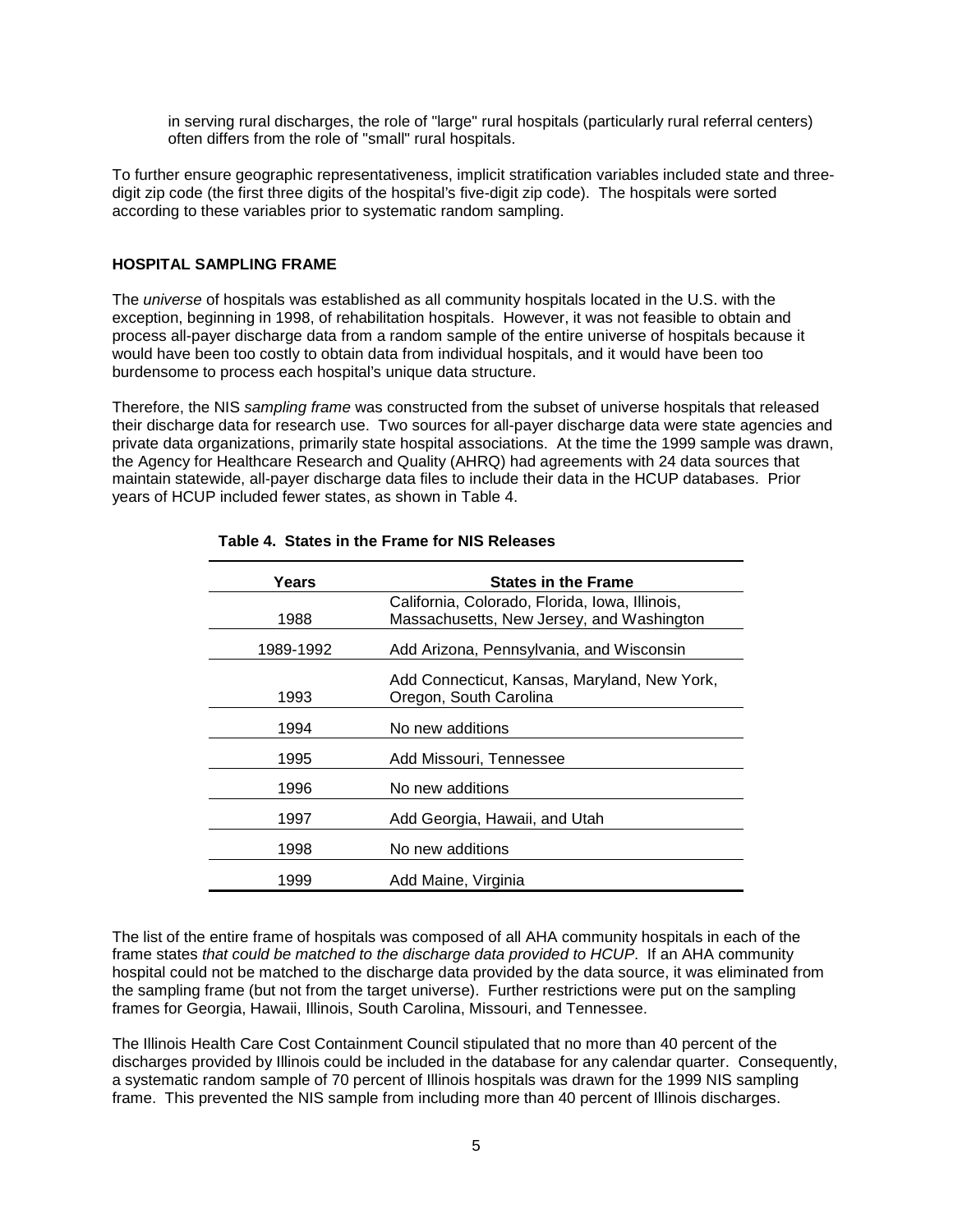in serving rural discharges, the role of "large" rural hospitals (particularly rural referral centers) often differs from the role of "small" rural hospitals.

To further ensure geographic representativeness, implicit stratification variables included state and three-digit zip code (the first three digits of the hospital's five-digit zip code). The hospitals were sorted according to these variables prior to systematic random sampling.

## HOSPITAL SAMPLING FRAME

The *universe* of hospitals was established as all community hospitals located in the U.S. with the exception, beginning in 1998, of rehabilitation hospitals. However, it was not feasible to obtain and process all-payer discharge data from a random sample of the entire universe of hospitals because it would have been too costly to obtain data from individual hospitals, and it would have been too burdensome to process each hospital's unique data structure.

Therefore, the NIS *sampling frame* was constructed from the subset of universe hospitals that released their discharge data for research use. Two sources for all-payer discharge data were state agencies and private data organizations, primarily state hospital associations. At the time the 1999 sample was drawn, the Agency for Healthcare Research and Quality (AHRQ) had agreements with 24 data sources that maintain statewide, all-payer discharge data files to include their data in the HCUP databases. Prior years of HCUP included fewer states, as shown in Table 4.

**Table 4. States in the Frame for NIS Releases**

| Years | States in the Frame |
|---|---|
| 1988 | California, Colorado, Florida, Iowa, Illinois, Massachusetts, New Jersey, and Washington |
| 1989-1992 | Add Arizona, Pennsylvania, and Wisconsin |
| 1993 | Add Connecticut, Kansas, Maryland, New York, Oregon, South Carolina |
| 1994 | No new additions |
| 1995 | Add Missouri, Tennessee |
| 1996 | No new additions |
| 1997 | Add Georgia, Hawaii, and Utah |
| 1998 | No new additions |
| 1999 | Add Maine, Virginia |

The list of the entire frame of hospitals was composed of all AHA community hospitals in each of the frame states *that could be matched to the discharge data provided to HCUP.* If an AHA community hospital could not be matched to the discharge data provided by the data source, it was eliminated from the sampling frame (but not from the target universe). Further restrictions were put on the sampling frames for Georgia, Hawaii, Illinois, South Carolina, Missouri, and Tennessee.

The Illinois Health Care Cost Containment Council stipulated that no more than 40 percent of the discharges provided by Illinois could be included in the database for any calendar quarter. Consequently, a systematic random sample of 70 percent of Illinois hospitals was drawn for the 1999 NIS sampling frame. This prevented the NIS sample from including more than 40 percent of Illinois discharges.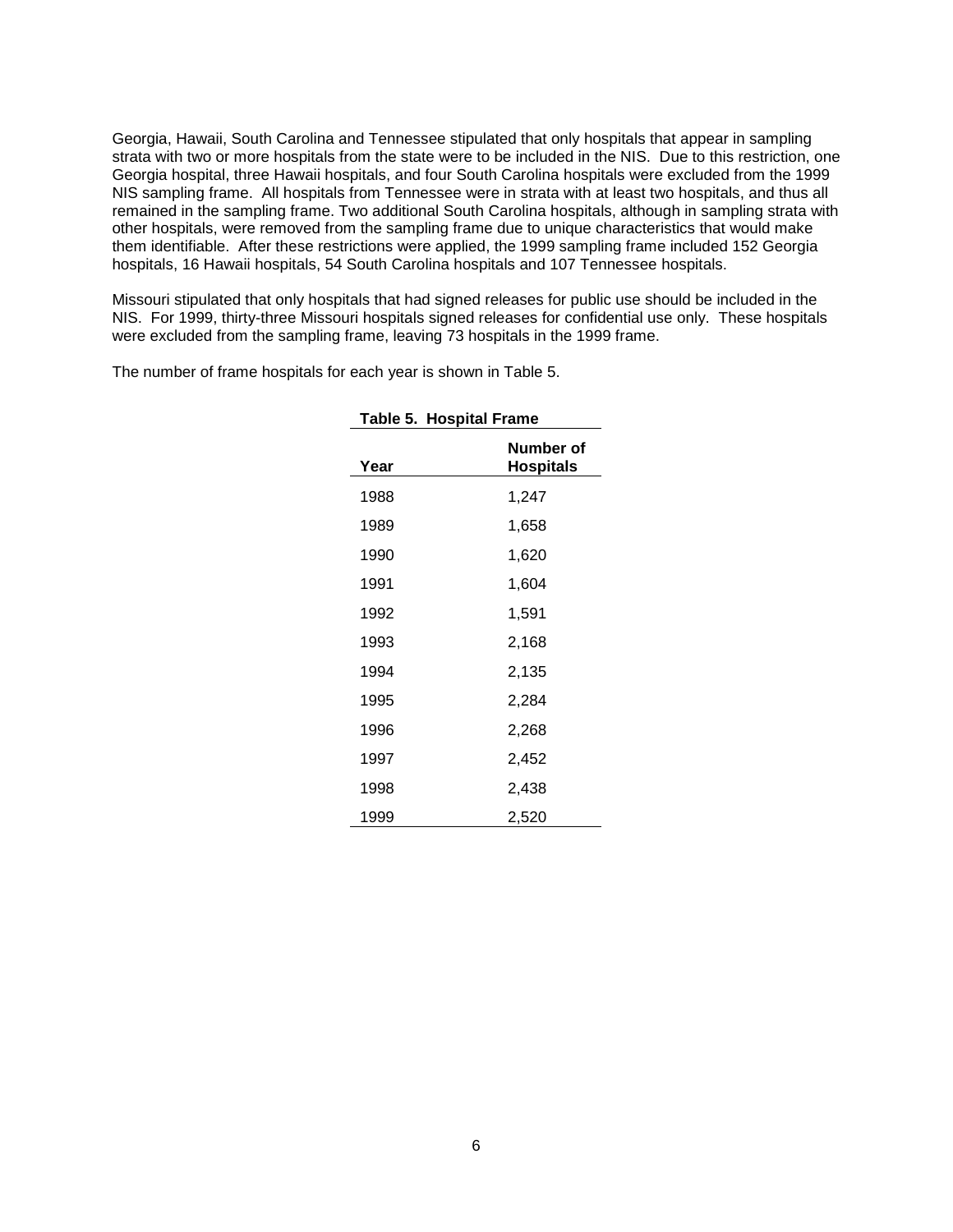Georgia, Hawaii, South Carolina and Tennessee stipulated that only hospitals that appear in sampling strata with two or more hospitals from the state were to be included in the NIS. Due to this restriction, one Georgia hospital, three Hawaii hospitals, and four South Carolina hospitals were excluded from the 1999 NIS sampling frame. All hospitals from Tennessee were in strata with at least two hospitals, and thus all remained in the sampling frame. Two additional South Carolina hospitals, although in sampling strata with other hospitals, were removed from the sampling frame due to unique characteristics that would make them identifiable. After these restrictions were applied, the 1999 sampling frame included 152 Georgia hospitals, 16 Hawaii hospitals, 54 South Carolina hospitals and 107 Tennessee hospitals.

Missouri stipulated that only hospitals that had signed releases for public use should be included in the NIS. For 1999, thirty-three Missouri hospitals signed releases for confidential use only. These hospitals were excluded from the sampling frame, leaving 73 hospitals in the 1999 frame.

The number of frame hospitals for each year is shown in Table 5.

**Table 5. Hospital Frame**

| Year | Number of Hospitals |
|---|---|
| 1988 | 1,247 |
| 1989 | 1,658 |
| 1990 | 1,620 |
| 1991 | 1,604 |
| 1992 | 1,591 |
| 1993 | 2,168 |
| 1994 | 2,135 |
| 1995 | 2,284 |
| 1996 | 2,268 |
| 1997 | 2,452 |
| 1998 | 2,438 |
| 1999 | 2,520 |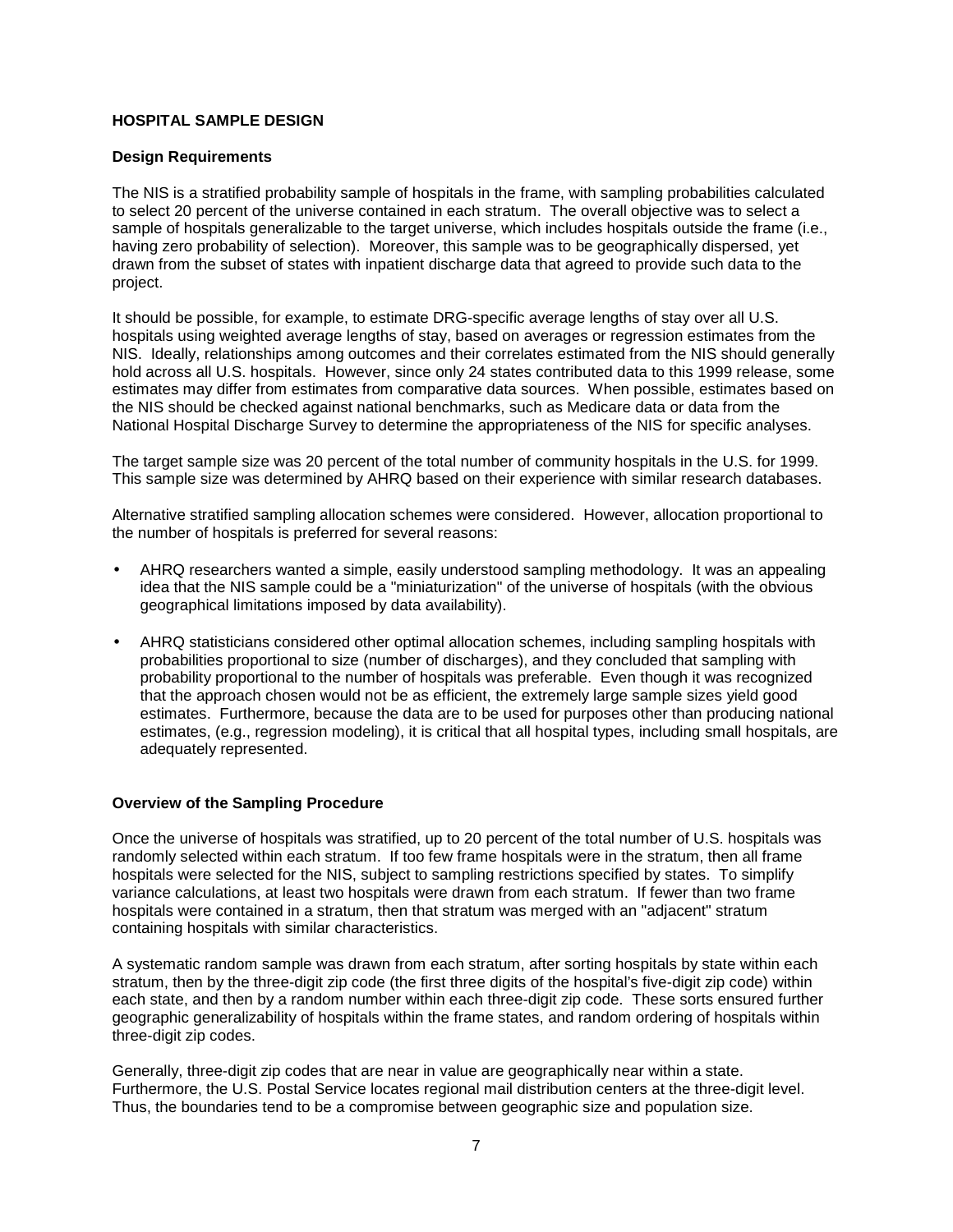## HOSPITAL SAMPLE DESIGN

### Design Requirements

The NIS is a stratified probability sample of hospitals in the frame, with sampling probabilities calculated to select 20 percent of the universe contained in each stratum. The overall objective was to select a sample of hospitals generalizable to the target universe, which includes hospitals outside the frame (i.e., having zero probability of selection). Moreover, this sample was to be geographically dispersed, yet drawn from the subset of states with inpatient discharge data that agreed to provide such data to the project.

It should be possible, for example, to estimate DRG-specific average lengths of stay over all U.S. hospitals using weighted average lengths of stay, based on averages or regression estimates from the NIS. Ideally, relationships among outcomes and their correlates estimated from the NIS should generally hold across all U.S. hospitals. However, since only 24 states contributed data to this 1999 release, some estimates may differ from estimates from comparative data sources. When possible, estimates based on the NIS should be checked against national benchmarks, such as Medicare data or data from the National Hospital Discharge Survey to determine the appropriateness of the NIS for specific analyses.

The target sample size was 20 percent of the total number of community hospitals in the U.S. for 1999. This sample size was determined by AHRQ based on their experience with similar research databases.

Alternative stratified sampling allocation schemes were considered. However, allocation proportional to the number of hospitals is preferred for several reasons:

- AHRQ researchers wanted a simple, easily understood sampling methodology. It was an appealing idea that the NIS sample could be a "miniaturization" of the universe of hospitals (with the obvious geographical limitations imposed by data availability).
- AHRQ statisticians considered other optimal allocation schemes, including sampling hospitals with probabilities proportional to size (number of discharges), and they concluded that sampling with probability proportional to the number of hospitals was preferable. Even though it was recognized that the approach chosen would not be as efficient, the extremely large sample sizes yield good estimates. Furthermore, because the data are to be used for purposes other than producing national estimates, (e.g., regression modeling), it is critical that all hospital types, including small hospitals, are adequately represented.

### Overview of the Sampling Procedure

Once the universe of hospitals was stratified, up to 20 percent of the total number of U.S. hospitals was randomly selected within each stratum. If too few frame hospitals were in the stratum, then all frame hospitals were selected for the NIS, subject to sampling restrictions specified by states. To simplify variance calculations, at least two hospitals were drawn from each stratum. If fewer than two frame hospitals were contained in a stratum, then that stratum was merged with an "adjacent" stratum containing hospitals with similar characteristics.

A systematic random sample was drawn from each stratum, after sorting hospitals by state within each stratum, then by the three-digit zip code (the first three digits of the hospital's five-digit zip code) within each state, and then by a random number within each three-digit zip code. These sorts ensured further geographic generalizability of hospitals within the frame states, and random ordering of hospitals within three-digit zip codes.

Generally, three-digit zip codes that are near in value are geographically near within a state. Furthermore, the U.S. Postal Service locates regional mail distribution centers at the three-digit level. Thus, the boundaries tend to be a compromise between geographic size and population size.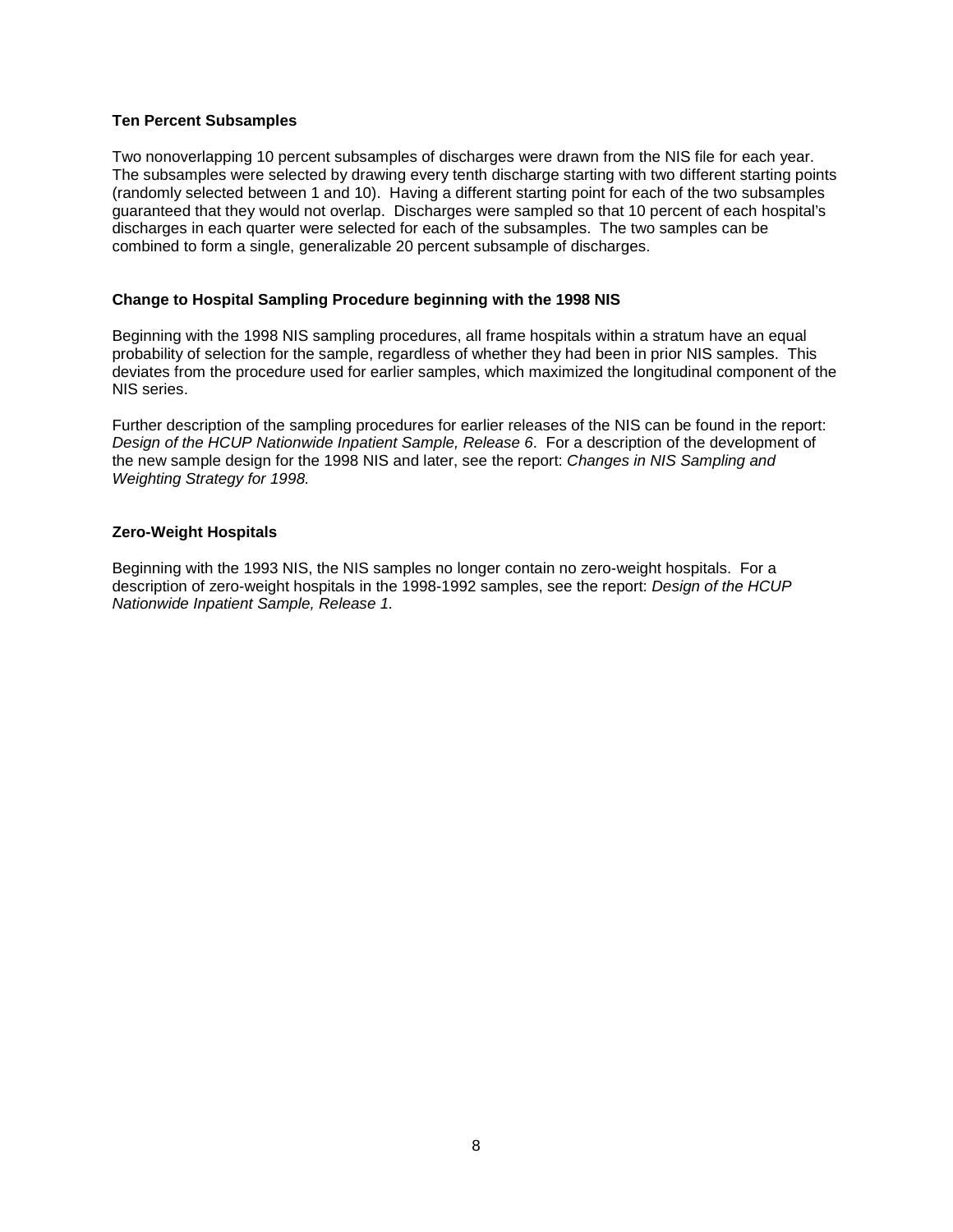### Ten Percent Subsamples

Two nonoverlapping 10 percent subsamples of discharges were drawn from the NIS file for each year. The subsamples were selected by drawing every tenth discharge starting with two different starting points (randomly selected between 1 and 10). Having a different starting point for each of the two subsamples guaranteed that they would not overlap. Discharges were sampled so that 10 percent of each hospital's discharges in each quarter were selected for each of the subsamples. The two samples can be combined to form a single, generalizable 20 percent subsample of discharges.

### Change to Hospital Sampling Procedure beginning with the 1998 NIS

Beginning with the 1998 NIS sampling procedures, all frame hospitals within a stratum have an equal probability of selection for the sample, regardless of whether they had been in prior NIS samples. This deviates from the procedure used for earlier samples, which maximized the longitudinal component of the NIS series.

Further description of the sampling procedures for earlier releases of the NIS can be found in the report: *Design of the HCUP Nationwide Inpatient Sample, Release 6*. For a description of the development of the new sample design for the 1998 NIS and later, see the report: *Changes in NIS Sampling and Weighting Strategy for 1998.*

### Zero-Weight Hospitals

Beginning with the 1993 NIS, the NIS samples no longer contain no zero-weight hospitals. For a description of zero-weight hospitals in the 1998-1992 samples, see the report: *Design of the HCUP Nationwide Inpatient Sample, Release 1.*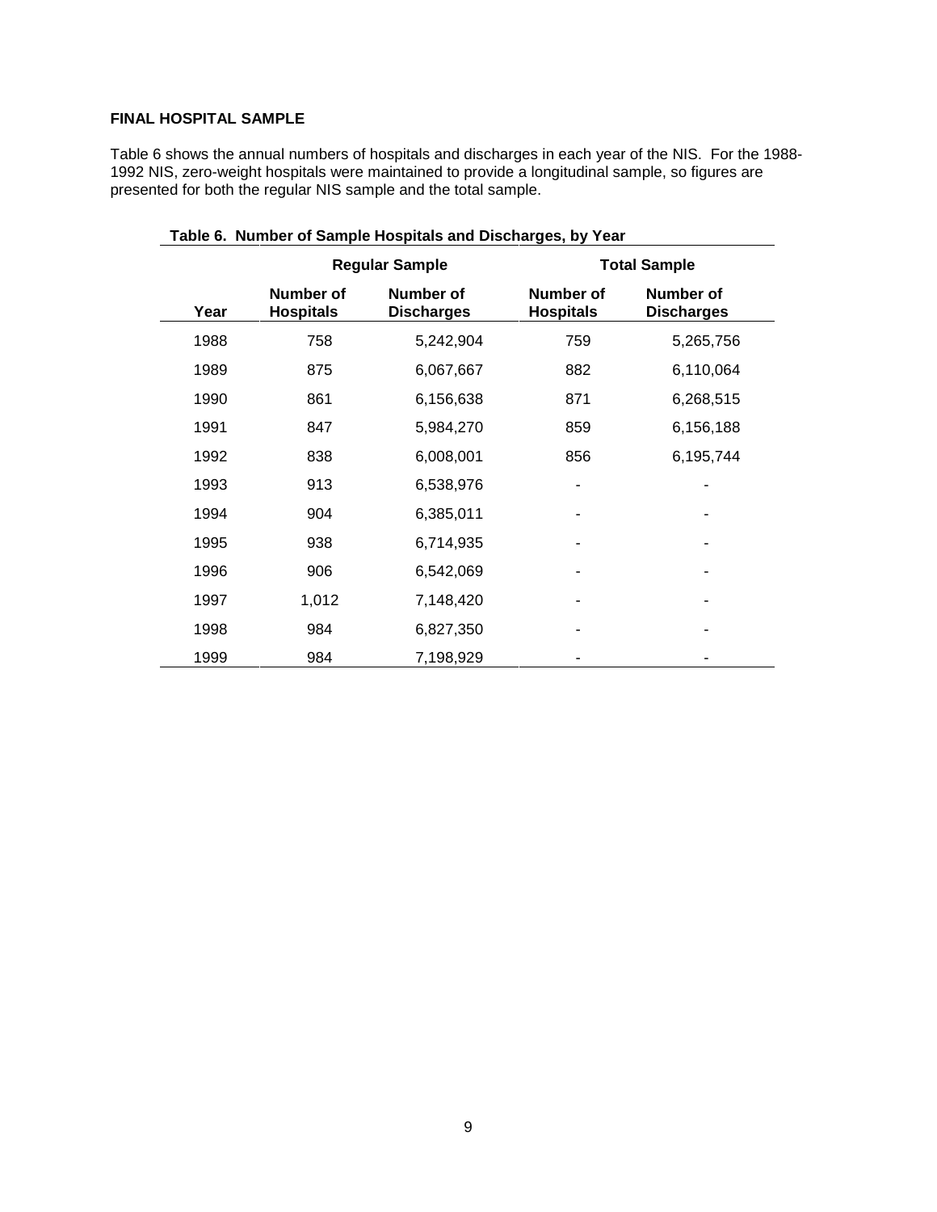## FINAL HOSPITAL SAMPLE

Table 6 shows the annual numbers of hospitals and discharges in each year of the NIS. For the 1988-1992 NIS, zero-weight hospitals were maintained to provide a longitudinal sample, so figures are presented for both the regular NIS sample and the total sample.

**Table 6. Number of Sample Hospitals and Discharges, by Year**

| | Regular Sample | | Total Sample | |
|---|---|---|---|---|
| **Year** | **Number of Hospitals** | **Number of Discharges** | **Number of Hospitals** | **Number of Discharges** |
| 1988 | 758 | 5,242,904 | 759 | 5,265,756 |
| 1989 | 875 | 6,067,667 | 882 | 6,110,064 |
| 1990 | 861 | 6,156,638 | 871 | 6,268,515 |
| 1991 | 847 | 5,984,270 | 859 | 6,156,188 |
| 1992 | 838 | 6,008,001 | 856 | 6,195,744 |
| 1993 | 913 | 6,538,976 | - | - |
| 1994 | 904 | 6,385,011 | - | - |
| 1995 | 938 | 6,714,935 | - | - |
| 1996 | 906 | 6,542,069 | - | - |
| 1997 | 1,012 | 7,148,420 | - | - |
| 1998 | 984 | 6,827,350 | - | - |
| 1999 | 984 | 7,198,929 | - | - |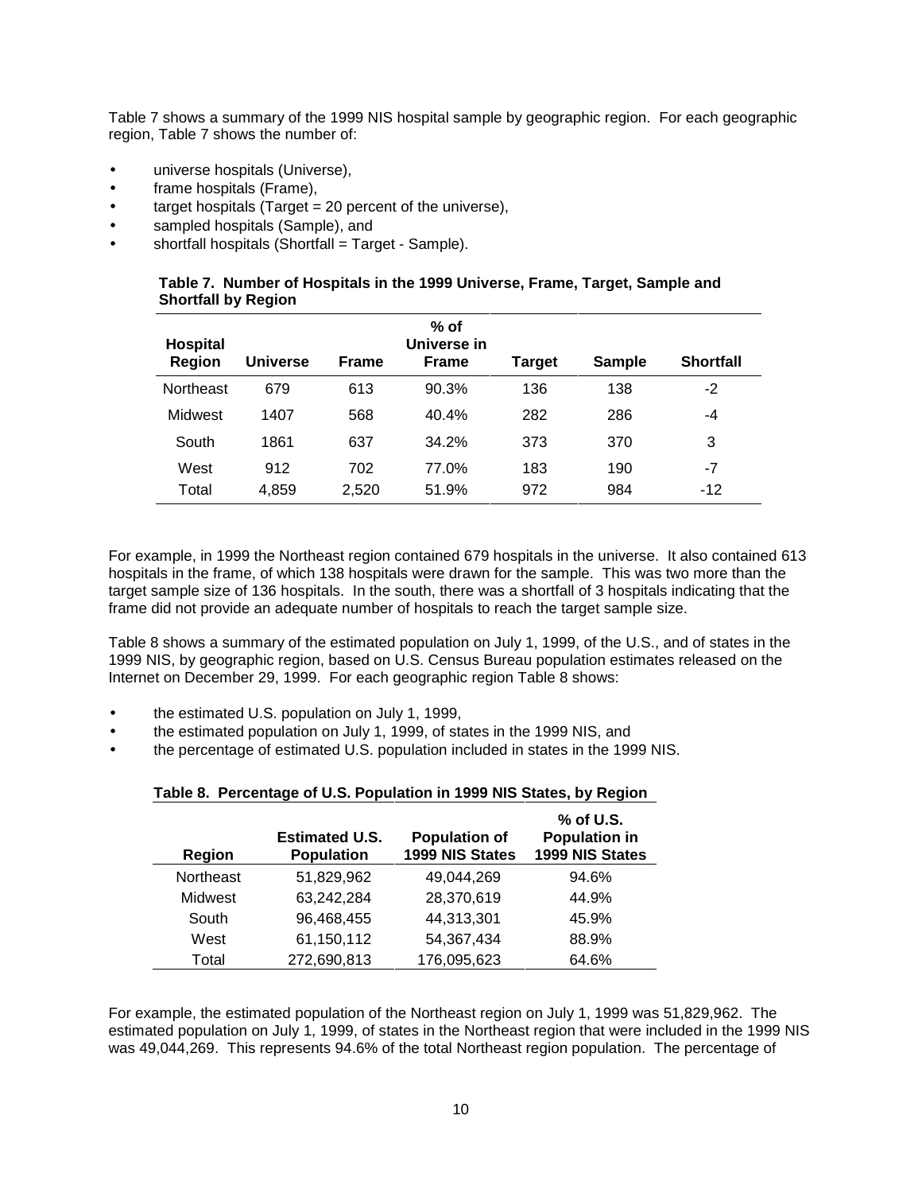Table 7 shows a summary of the 1999 NIS hospital sample by geographic region. For each geographic region, Table 7 shows the number of:

- universe hospitals (Universe),
- frame hospitals (Frame),
- target hospitals (Target = 20 percent of the universe),
- sampled hospitals (Sample), and
- shortfall hospitals (Shortfall = Target - Sample).

**Table 7. Number of Hospitals in the 1999 Universe, Frame, Target, Sample and Shortfall by Region**

| Hospital Region | Universe | Frame | % of Universe in Frame | Target | Sample | Shortfall |
|---|---|---|---|---|---|---|
| Northeast | 679 | 613 | 90.3% | 136 | 138 | -2 |
| Midwest | 1407 | 568 | 40.4% | 282 | 286 | -4 |
| South | 1861 | 637 | 34.2% | 373 | 370 | 3 |
| West | 912 | 702 | 77.0% | 183 | 190 | -7 |
| Total | 4,859 | 2,520 | 51.9% | 972 | 984 | -12 |

For example, in 1999 the Northeast region contained 679 hospitals in the universe. It also contained 613 hospitals in the frame, of which 138 hospitals were drawn for the sample. This was two more than the target sample size of 136 hospitals. In the south, there was a shortfall of 3 hospitals indicating that the frame did not provide an adequate number of hospitals to reach the target sample size.

Table 8 shows a summary of the estimated population on July 1, 1999, of the U.S., and of states in the 1999 NIS, by geographic region, based on U.S. Census Bureau population estimates released on the Internet on December 29, 1999. For each geographic region Table 8 shows:

- the estimated U.S. population on July 1, 1999,
- the estimated population on July 1, 1999, of states in the 1999 NIS, and
- the percentage of estimated U.S. population included in states in the 1999 NIS.

**Table 8. Percentage of U.S. Population in 1999 NIS States, by Region**

| Region | Estimated U.S. Population | Population of 1999 NIS States | % of U.S. Population in 1999 NIS States |
|---|---|---|---|
| Northeast | 51,829,962 | 49,044,269 | 94.6% |
| Midwest | 63,242,284 | 28,370,619 | 44.9% |
| South | 96,468,455 | 44,313,301 | 45.9% |
| West | 61,150,112 | 54,367,434 | 88.9% |
| Total | 272,690,813 | 176,095,623 | 64.6% |

For example, the estimated population of the Northeast region on July 1, 1999 was 51,829,962. The estimated population on July 1, 1999, of states in the Northeast region that were included in the 1999 NIS was 49,044,269. This represents 94.6% of the total Northeast region population. The percentage of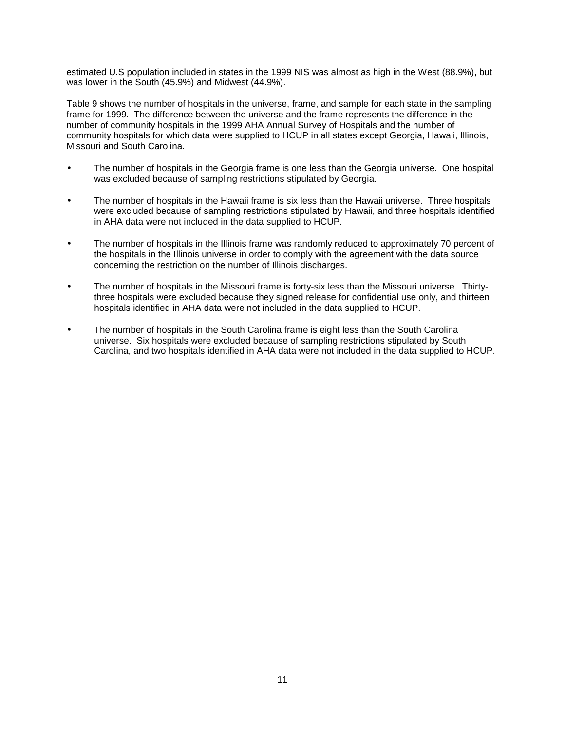estimated U.S population included in states in the 1999 NIS was almost as high in the West (88.9%), but was lower in the South (45.9%) and Midwest (44.9%).

Table 9 shows the number of hospitals in the universe, frame, and sample for each state in the sampling frame for 1999. The difference between the universe and the frame represents the difference in the number of community hospitals in the 1999 AHA Annual Survey of Hospitals and the number of community hospitals for which data were supplied to HCUP in all states except Georgia, Hawaii, Illinois, Missouri and South Carolina.

- The number of hospitals in the Georgia frame is one less than the Georgia universe. One hospital was excluded because of sampling restrictions stipulated by Georgia.
- The number of hospitals in the Hawaii frame is six less than the Hawaii universe. Three hospitals were excluded because of sampling restrictions stipulated by Hawaii, and three hospitals identified in AHA data were not included in the data supplied to HCUP.
- The number of hospitals in the Illinois frame was randomly reduced to approximately 70 percent of the hospitals in the Illinois universe in order to comply with the agreement with the data source concerning the restriction on the number of Illinois discharges.
- The number of hospitals in the Missouri frame is forty-six less than the Missouri universe. Thirty-three hospitals were excluded because they signed release for confidential use only, and thirteen hospitals identified in AHA data were not included in the data supplied to HCUP.
- The number of hospitals in the South Carolina frame is eight less than the South Carolina universe. Six hospitals were excluded because of sampling restrictions stipulated by South Carolina, and two hospitals identified in AHA data were not included in the data supplied to HCUP.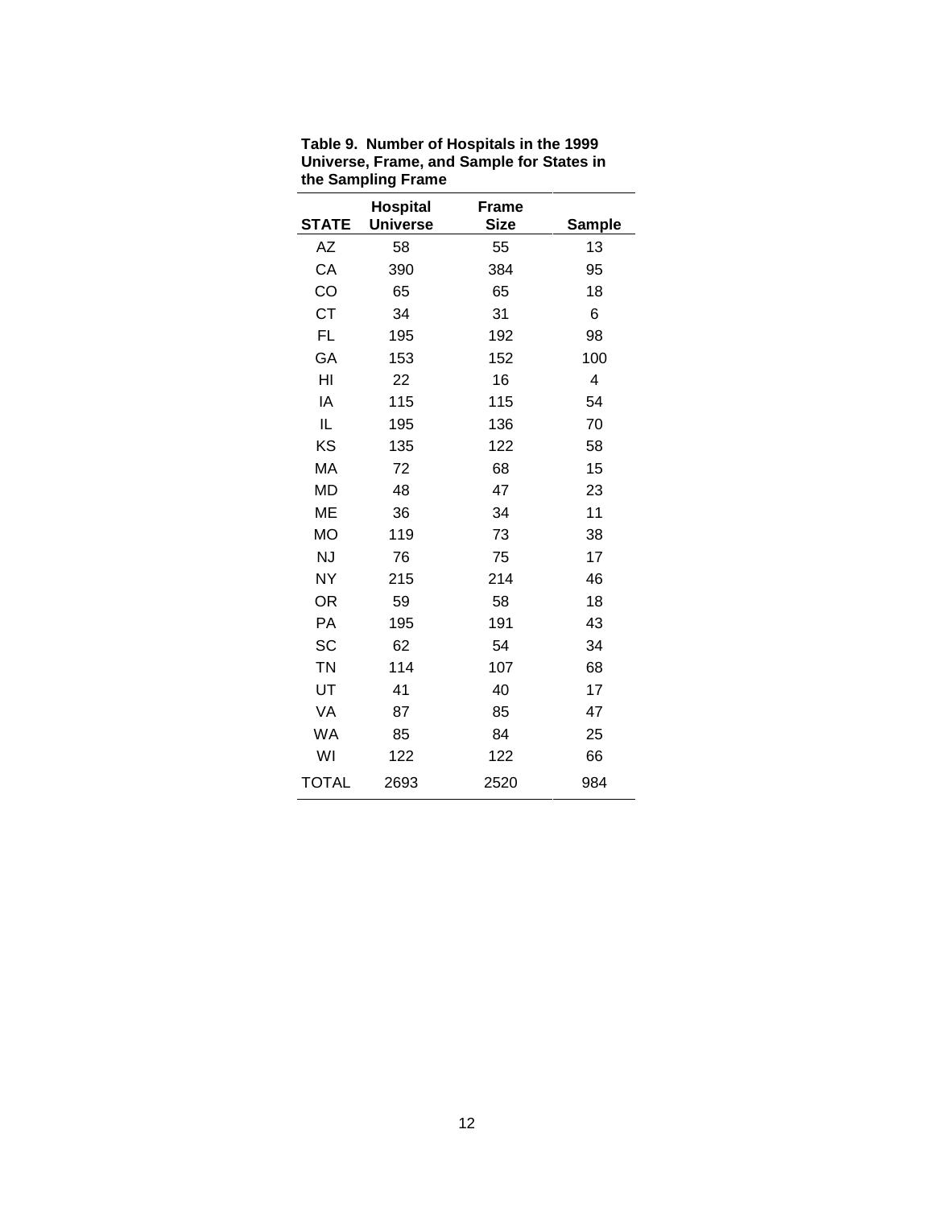**Table 9. Number of Hospitals in the 1999 Universe, Frame, and Sample for States in the Sampling Frame**

| STATE | Hospital Universe | Frame Size | Sample |
|---|---|---|---|
| AZ | 58 | 55 | 13 |
| CA | 390 | 384 | 95 |
| CO | 65 | 65 | 18 |
| CT | 34 | 31 | 6 |
| FL | 195 | 192 | 98 |
| GA | 153 | 152 | 100 |
| HI | 22 | 16 | 4 |
| IA | 115 | 115 | 54 |
| IL | 195 | 136 | 70 |
| KS | 135 | 122 | 58 |
| MA | 72 | 68 | 15 |
| MD | 48 | 47 | 23 |
| ME | 36 | 34 | 11 |
| MO | 119 | 73 | 38 |
| NJ | 76 | 75 | 17 |
| NY | 215 | 214 | 46 |
| OR | 59 | 58 | 18 |
| PA | 195 | 191 | 43 |
| SC | 62 | 54 | 34 |
| TN | 114 | 107 | 68 |
| UT | 41 | 40 | 17 |
| VA | 87 | 85 | 47 |
| WA | 85 | 84 | 25 |
| WI | 122 | 122 | 66 |
| TOTAL | 2693 | 2520 | 984 |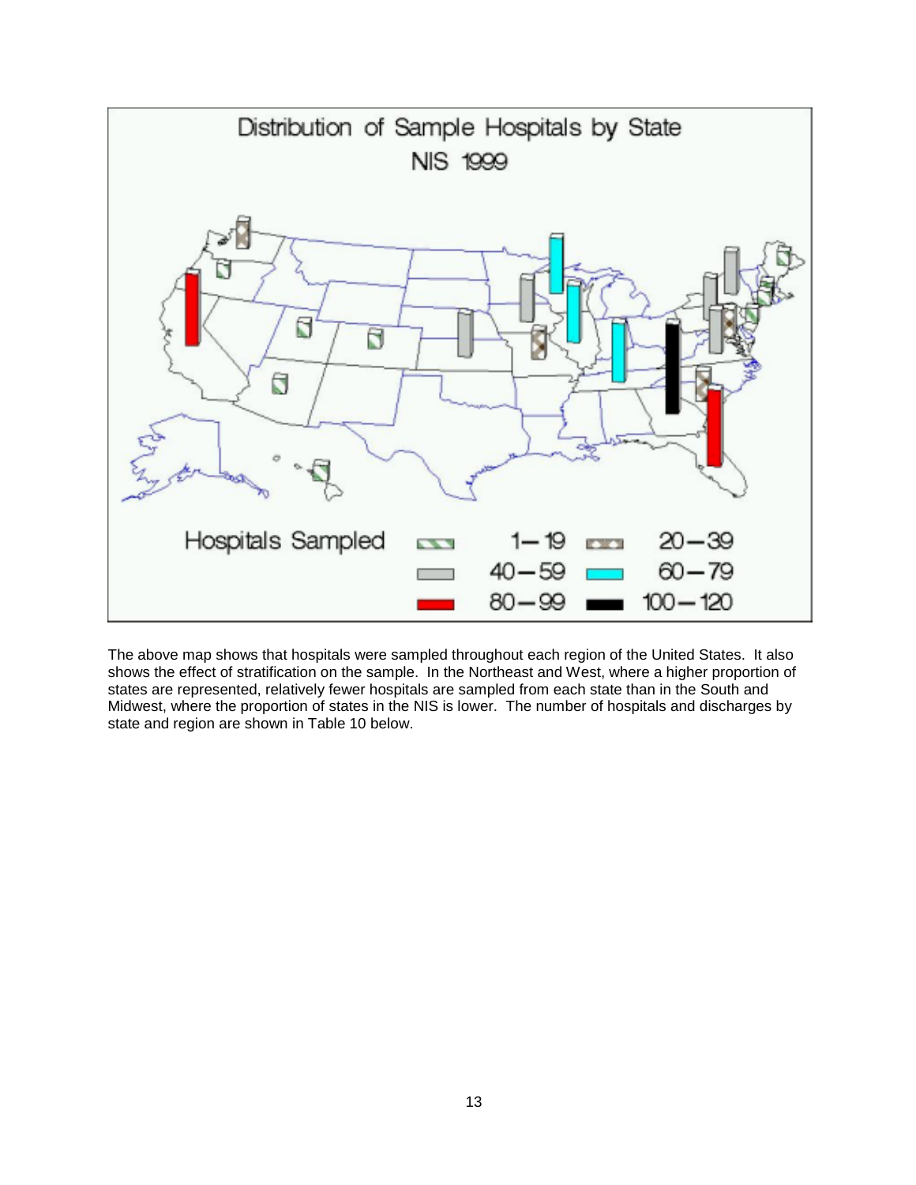Distribution of Sample Hospitals by State

NIS 1999

Hospitals Sampled: 1–19, 20–39, 40–59, 60–79, 80–99, 100–120

The above map shows that hospitals were sampled throughout each region of the United States. It also shows the effect of stratification on the sample. In the Northeast and West, where a higher proportion of states are represented, relatively fewer hospitals are sampled from each state than in the South and Midwest, where the proportion of states in the NIS is lower. The number of hospitals and discharges by state and region are shown in Table 10 below.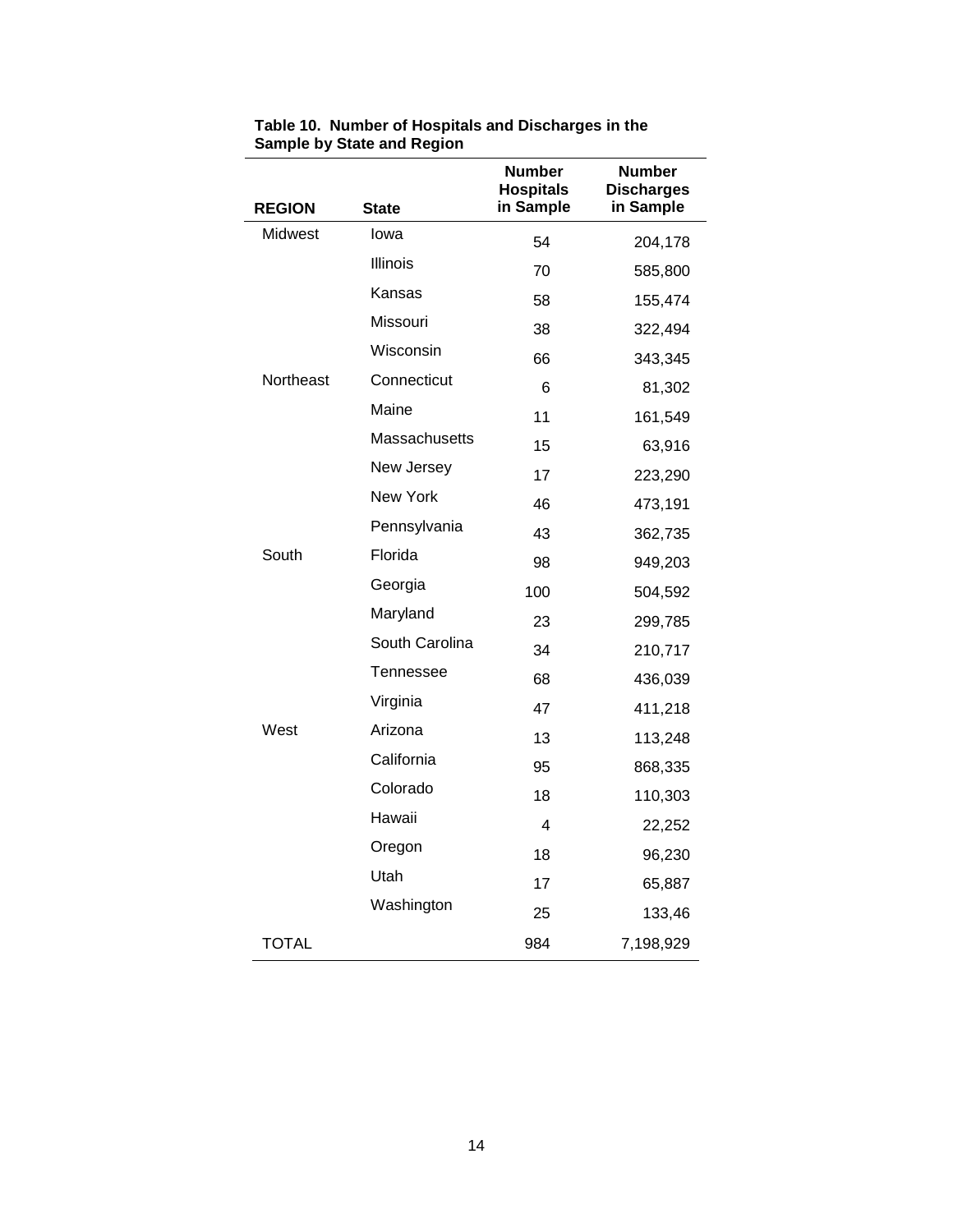**Table 10. Number of Hospitals and Discharges in the Sample by State and Region**

| REGION | State | Number Hospitals in Sample | Number Discharges in Sample |
|---|---|---|---|
| Midwest | Iowa | 54 | 204,178 |
| | Illinois | 70 | 585,800 |
| | Kansas | 58 | 155,474 |
| | Missouri | 38 | 322,494 |
| | Wisconsin | 66 | 343,345 |
| Northeast | Connecticut | 6 | 81,302 |
| | Maine | 11 | 161,549 |
| | Massachusetts | 15 | 63,916 |
| | New Jersey | 17 | 223,290 |
| | New York | 46 | 473,191 |
| | Pennsylvania | 43 | 362,735 |
| South | Florida | 98 | 949,203 |
| | Georgia | 100 | 504,592 |
| | Maryland | 23 | 299,785 |
| | South Carolina | 34 | 210,717 |
| | Tennessee | 68 | 436,039 |
| | Virginia | 47 | 411,218 |
| West | Arizona | 13 | 113,248 |
| | California | 95 | 868,335 |
| | Colorado | 18 | 110,303 |
| | Hawaii | 4 | 22,252 |
| | Oregon | 18 | 96,230 |
| | Utah | 17 | 65,887 |
| | Washington | 25 | 133,46 |
| TOTAL | | 984 | 7,198,929 |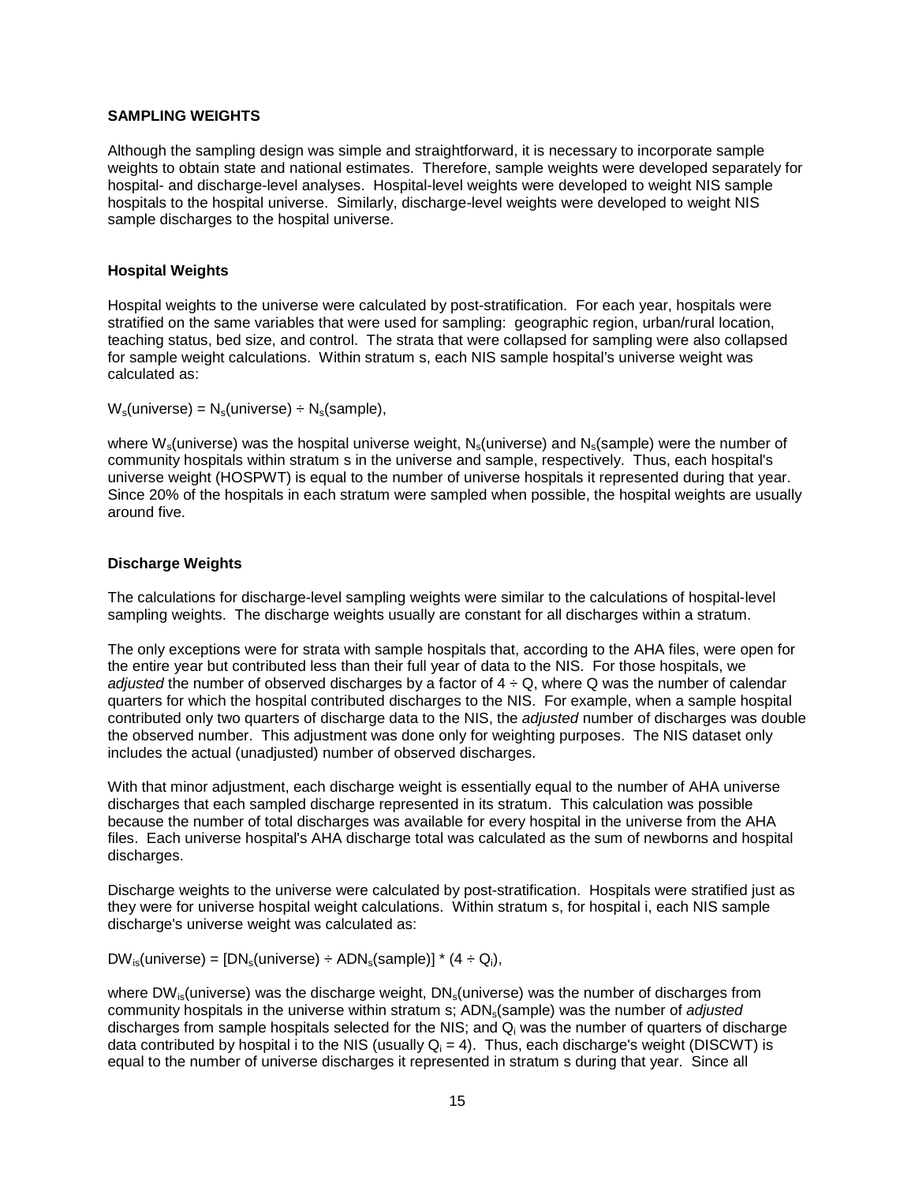## SAMPLING WEIGHTS

Although the sampling design was simple and straightforward, it is necessary to incorporate sample weights to obtain state and national estimates. Therefore, sample weights were developed separately for hospital- and discharge-level analyses. Hospital-level weights were developed to weight NIS sample hospitals to the hospital universe. Similarly, discharge-level weights were developed to weight NIS sample discharges to the hospital universe.

### Hospital Weights

Hospital weights to the universe were calculated by post-stratification. For each year, hospitals were stratified on the same variables that were used for sampling: geographic region, urban/rural location, teaching status, bed size, and control. The strata that were collapsed for sampling were also collapsed for sample weight calculations. Within stratum s, each NIS sample hospital's universe weight was calculated as:

$W_s(\text{universe}) = N_s(\text{universe}) \div N_s(\text{sample})$,

where $W_s(\text{universe})$ was the hospital universe weight, $N_s(\text{universe})$ and $N_s(\text{sample})$ were the number of community hospitals within stratum s in the universe and sample, respectively. Thus, each hospital's universe weight (HOSPWT) is equal to the number of universe hospitals it represented during that year. Since 20% of the hospitals in each stratum were sampled when possible, the hospital weights are usually around five.

### Discharge Weights

The calculations for discharge-level sampling weights were similar to the calculations of hospital-level sampling weights. The discharge weights usually are constant for all discharges within a stratum.

The only exceptions were for strata with sample hospitals that, according to the AHA files, were open for the entire year but contributed less than their full year of data to the NIS. For those hospitals, we *adjusted* the number of observed discharges by a factor of $4 \div Q$, where Q was the number of calendar quarters for which the hospital contributed discharges to the NIS. For example, when a sample hospital contributed only two quarters of discharge data to the NIS, the *adjusted* number of discharges was double the observed number. This adjustment was done only for weighting purposes. The NIS dataset only includes the actual (unadjusted) number of observed discharges.

With that minor adjustment, each discharge weight is essentially equal to the number of AHA universe discharges that each sampled discharge represented in its stratum. This calculation was possible because the number of total discharges was available for every hospital in the universe from the AHA files. Each universe hospital's AHA discharge total was calculated as the sum of newborns and hospital discharges.

Discharge weights to the universe were calculated by post-stratification. Hospitals were stratified just as they were for universe hospital weight calculations. Within stratum s, for hospital i, each NIS sample discharge's universe weight was calculated as:

$DW_{is}(\text{universe}) = [DN_s(\text{universe}) \div ADN_s(\text{sample})] * (4 \div Q_i)$,

where $DW_{is}(\text{universe})$ was the discharge weight, $DN_s(\text{universe})$ was the number of discharges from community hospitals in the universe within stratum s; $ADN_s(\text{sample})$ was the number of *adjusted* discharges from sample hospitals selected for the NIS; and $Q_i$ was the number of quarters of discharge data contributed by hospital i to the NIS (usually $Q_i = 4$). Thus, each discharge's weight (DISCWT) is equal to the number of universe discharges it represented in stratum s during that year. Since all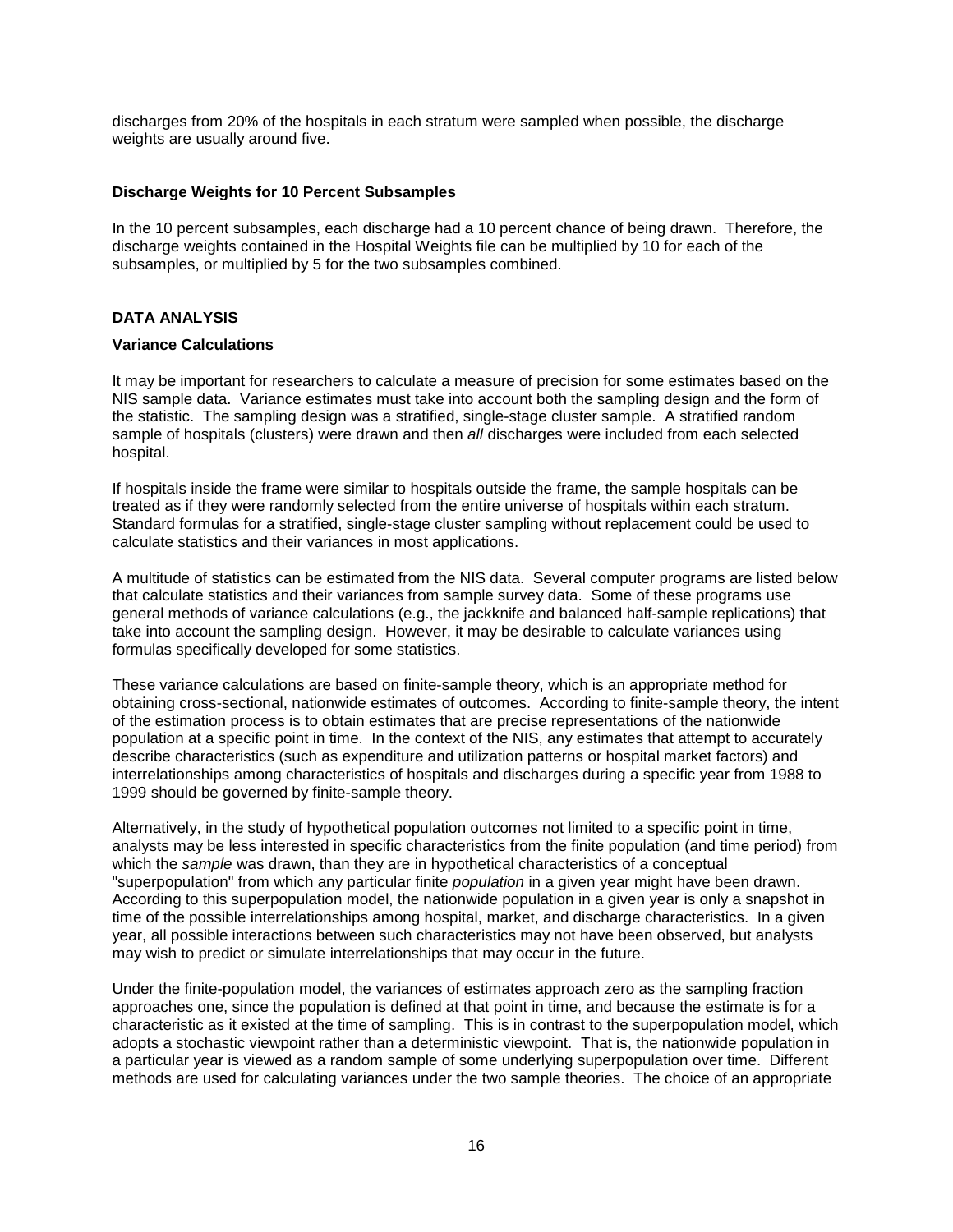discharges from 20% of the hospitals in each stratum were sampled when possible, the discharge weights are usually around five.

### Discharge Weights for 10 Percent Subsamples

In the 10 percent subsamples, each discharge had a 10 percent chance of being drawn. Therefore, the discharge weights contained in the Hospital Weights file can be multiplied by 10 for each of the subsamples, or multiplied by 5 for the two subsamples combined.

## DATA ANALYSIS

### Variance Calculations

It may be important for researchers to calculate a measure of precision for some estimates based on the NIS sample data. Variance estimates must take into account both the sampling design and the form of the statistic. The sampling design was a stratified, single-stage cluster sample. A stratified random sample of hospitals (clusters) were drawn and then *all* discharges were included from each selected hospital.

If hospitals inside the frame were similar to hospitals outside the frame, the sample hospitals can be treated as if they were randomly selected from the entire universe of hospitals within each stratum. Standard formulas for a stratified, single-stage cluster sampling without replacement could be used to calculate statistics and their variances in most applications.

A multitude of statistics can be estimated from the NIS data. Several computer programs are listed below that calculate statistics and their variances from sample survey data. Some of these programs use general methods of variance calculations (e.g., the jackknife and balanced half-sample replications) that take into account the sampling design. However, it may be desirable to calculate variances using formulas specifically developed for some statistics.

These variance calculations are based on finite-sample theory, which is an appropriate method for obtaining cross-sectional, nationwide estimates of outcomes. According to finite-sample theory, the intent of the estimation process is to obtain estimates that are precise representations of the nationwide population at a specific point in time. In the context of the NIS, any estimates that attempt to accurately describe characteristics (such as expenditure and utilization patterns or hospital market factors) and interrelationships among characteristics of hospitals and discharges during a specific year from 1988 to 1999 should be governed by finite-sample theory.

Alternatively, in the study of hypothetical population outcomes not limited to a specific point in time, analysts may be less interested in specific characteristics from the finite population (and time period) from which the *sample* was drawn, than they are in hypothetical characteristics of a conceptual "superpopulation" from which any particular finite *population* in a given year might have been drawn. According to this superpopulation model, the nationwide population in a given year is only a snapshot in time of the possible interrelationships among hospital, market, and discharge characteristics. In a given year, all possible interactions between such characteristics may not have been observed, but analysts may wish to predict or simulate interrelationships that may occur in the future.

Under the finite-population model, the variances of estimates approach zero as the sampling fraction approaches one, since the population is defined at that point in time, and because the estimate is for a characteristic as it existed at the time of sampling. This is in contrast to the superpopulation model, which adopts a stochastic viewpoint rather than a deterministic viewpoint. That is, the nationwide population in a particular year is viewed as a random sample of some underlying superpopulation over time. Different methods are used for calculating variances under the two sample theories. The choice of an appropriate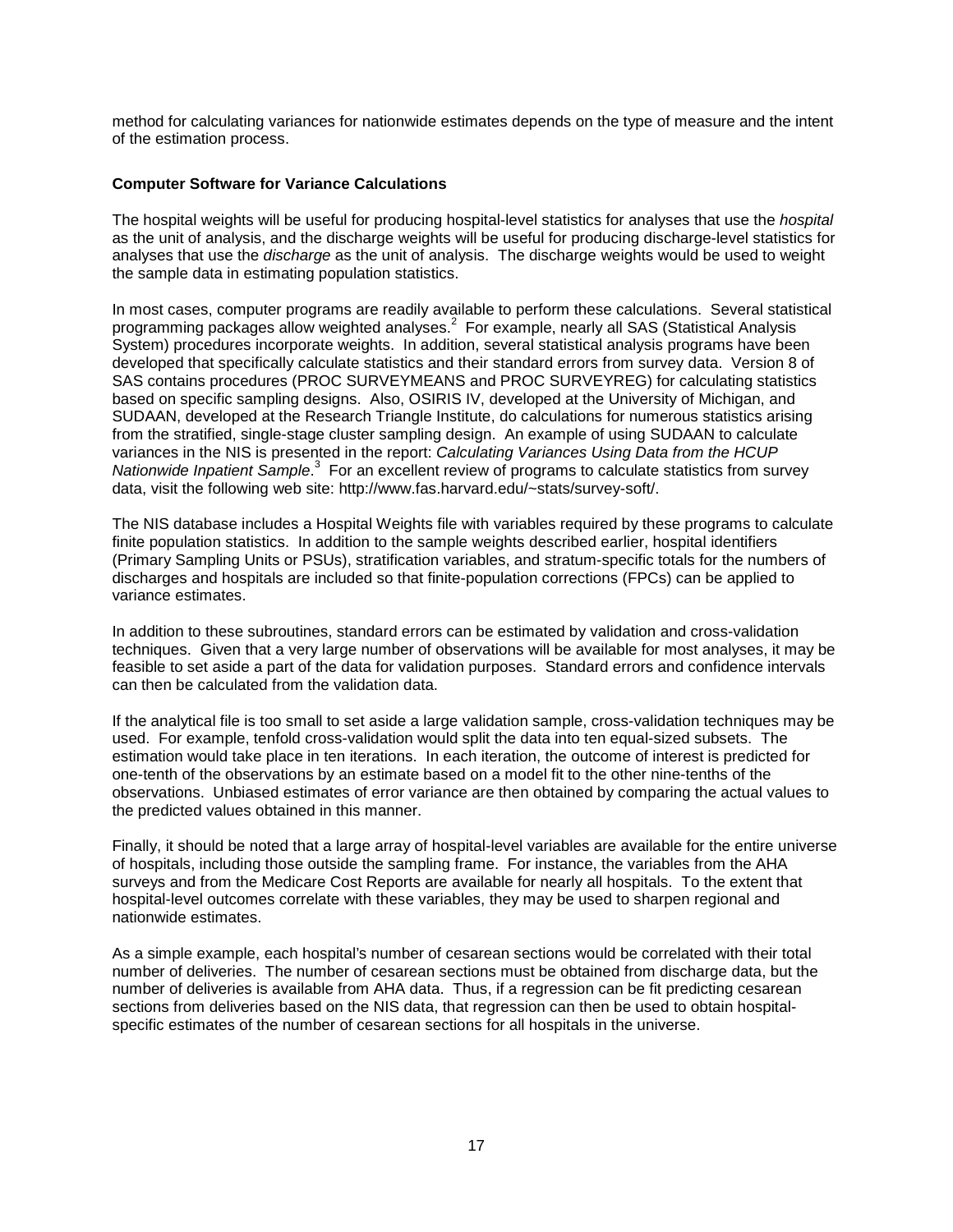method for calculating variances for nationwide estimates depends on the type of measure and the intent of the estimation process.

**Computer Software for Variance Calculations**

The hospital weights will be useful for producing hospital-level statistics for analyses that use the *hospital* as the unit of analysis, and the discharge weights will be useful for producing discharge-level statistics for analyses that use the *discharge* as the unit of analysis. The discharge weights would be used to weight the sample data in estimating population statistics.

In most cases, computer programs are readily available to perform these calculations. Several statistical programming packages allow weighted analyses.[2] For example, nearly all SAS (Statistical Analysis System) procedures incorporate weights. In addition, several statistical analysis programs have been developed that specifically calculate statistics and their standard errors from survey data. Version 8 of SAS contains procedures (PROC SURVEYMEANS and PROC SURVEYREG) for calculating statistics based on specific sampling designs. Also, OSIRIS IV, developed at the University of Michigan, and SUDAAN, developed at the Research Triangle Institute, do calculations for numerous statistics arising from the stratified, single-stage cluster sampling design. An example of using SUDAAN to calculate variances in the NIS is presented in the report: *Calculating Variances Using Data from the HCUP Nationwide Inpatient Sample*.[3] For an excellent review of programs to calculate statistics from survey data, visit the following web site: http://www.fas.harvard.edu/~stats/survey-soft/.

The NIS database includes a Hospital Weights file with variables required by these programs to calculate finite population statistics. In addition to the sample weights described earlier, hospital identifiers (Primary Sampling Units or PSUs), stratification variables, and stratum-specific totals for the numbers of discharges and hospitals are included so that finite-population corrections (FPCs) can be applied to variance estimates.

In addition to these subroutines, standard errors can be estimated by validation and cross-validation techniques. Given that a very large number of observations will be available for most analyses, it may be feasible to set aside a part of the data for validation purposes. Standard errors and confidence intervals can then be calculated from the validation data.

If the analytical file is too small to set aside a large validation sample, cross-validation techniques may be used. For example, tenfold cross-validation would split the data into ten equal-sized subsets. The estimation would take place in ten iterations. In each iteration, the outcome of interest is predicted for one-tenth of the observations by an estimate based on a model fit to the other nine-tenths of the observations. Unbiased estimates of error variance are then obtained by comparing the actual values to the predicted values obtained in this manner.

Finally, it should be noted that a large array of hospital-level variables are available for the entire universe of hospitals, including those outside the sampling frame. For instance, the variables from the AHA surveys and from the Medicare Cost Reports are available for nearly all hospitals. To the extent that hospital-level outcomes correlate with these variables, they may be used to sharpen regional and nationwide estimates.

As a simple example, each hospital's number of cesarean sections would be correlated with their total number of deliveries. The number of cesarean sections must be obtained from discharge data, but the number of deliveries is available from AHA data. Thus, if a regression can be fit predicting cesarean sections from deliveries based on the NIS data, that regression can then be used to obtain hospital-specific estimates of the number of cesarean sections for all hospitals in the universe.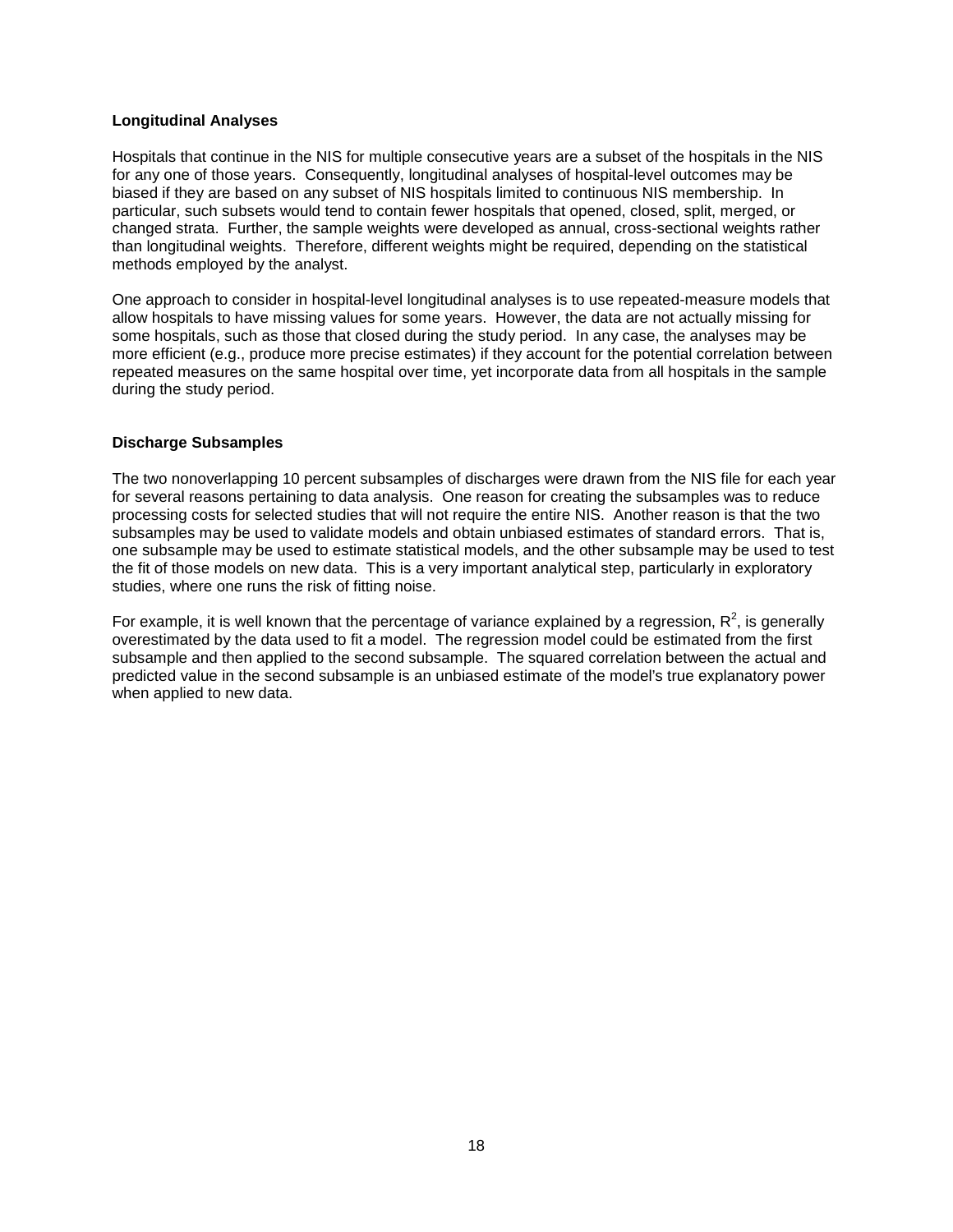### Longitudinal Analyses

Hospitals that continue in the NIS for multiple consecutive years are a subset of the hospitals in the NIS for any one of those years. Consequently, longitudinal analyses of hospital-level outcomes may be biased if they are based on any subset of NIS hospitals limited to continuous NIS membership. In particular, such subsets would tend to contain fewer hospitals that opened, closed, split, merged, or changed strata. Further, the sample weights were developed as annual, cross-sectional weights rather than longitudinal weights. Therefore, different weights might be required, depending on the statistical methods employed by the analyst.

One approach to consider in hospital-level longitudinal analyses is to use repeated-measure models that allow hospitals to have missing values for some years. However, the data are not actually missing for some hospitals, such as those that closed during the study period. In any case, the analyses may be more efficient (e.g., produce more precise estimates) if they account for the potential correlation between repeated measures on the same hospital over time, yet incorporate data from all hospitals in the sample during the study period.

### Discharge Subsamples

The two nonoverlapping 10 percent subsamples of discharges were drawn from the NIS file for each year for several reasons pertaining to data analysis. One reason for creating the subsamples was to reduce processing costs for selected studies that will not require the entire NIS. Another reason is that the two subsamples may be used to validate models and obtain unbiased estimates of standard errors. That is, one subsample may be used to estimate statistical models, and the other subsample may be used to test the fit of those models on new data. This is a very important analytical step, particularly in exploratory studies, where one runs the risk of fitting noise.

For example, it is well known that the percentage of variance explained by a regression, $R^2$, is generally overestimated by the data used to fit a model. The regression model could be estimated from the first subsample and then applied to the second subsample. The squared correlation between the actual and predicted value in the second subsample is an unbiased estimate of the model's true explanatory power when applied to new data.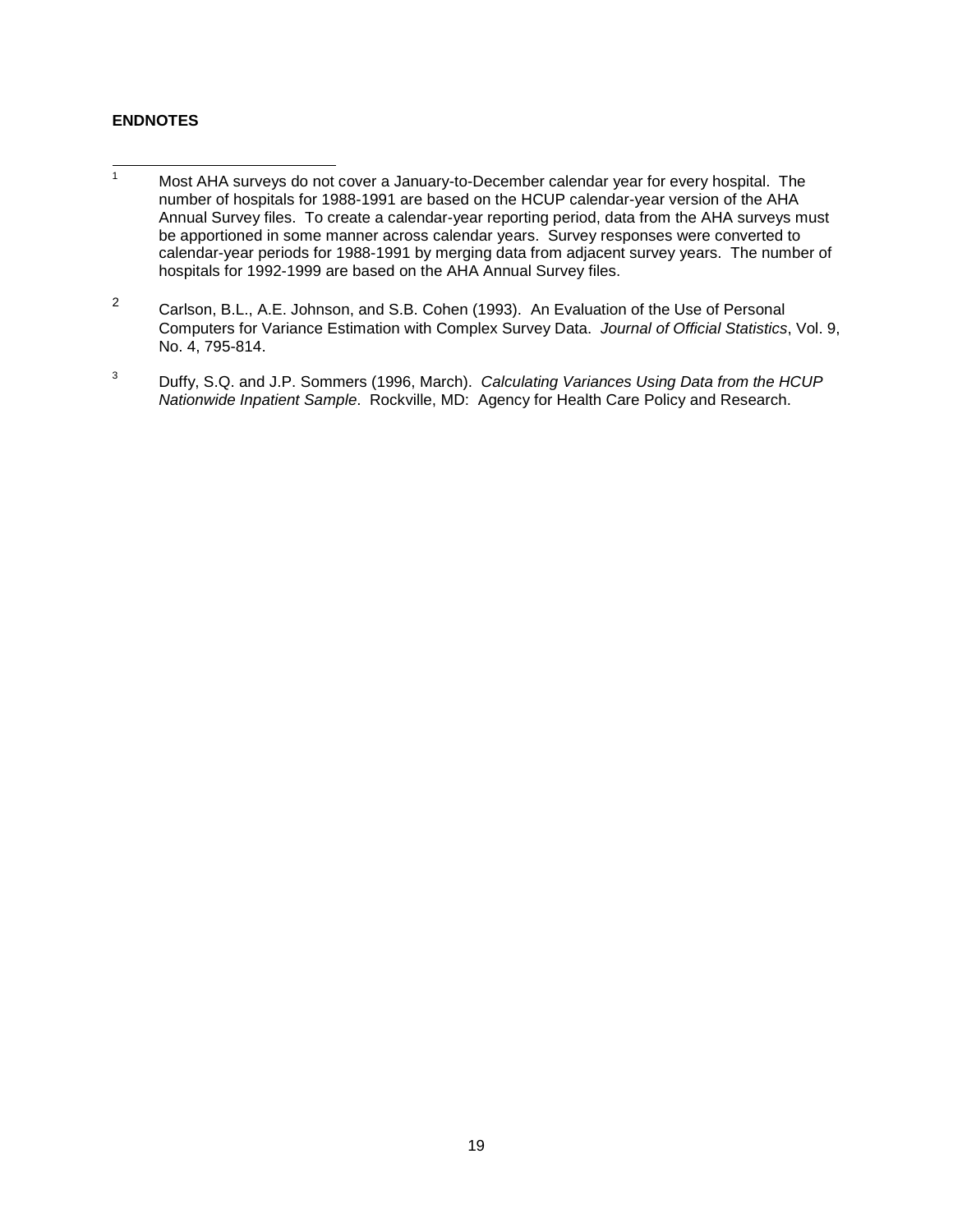**ENDNOTES**

---

[1] Most AHA surveys do not cover a January-to-December calendar year for every hospital. The number of hospitals for 1988-1991 are based on the HCUP calendar-year version of the AHA Annual Survey files. To create a calendar-year reporting period, data from the AHA surveys must be apportioned in some manner across calendar years. Survey responses were converted to calendar-year periods for 1988-1991 by merging data from adjacent survey years. The number of hospitals for 1992-1999 are based on the AHA Annual Survey files.

[2] Carlson, B.L., A.E. Johnson, and S.B. Cohen (1993). An Evaluation of the Use of Personal Computers for Variance Estimation with Complex Survey Data. *Journal of Official Statistics*, Vol. 9, No. 4, 795-814.

[3] Duffy, S.Q. and J.P. Sommers (1996, March). *Calculating Variances Using Data from the HCUP Nationwide Inpatient Sample*. Rockville, MD: Agency for Health Care Policy and Research.